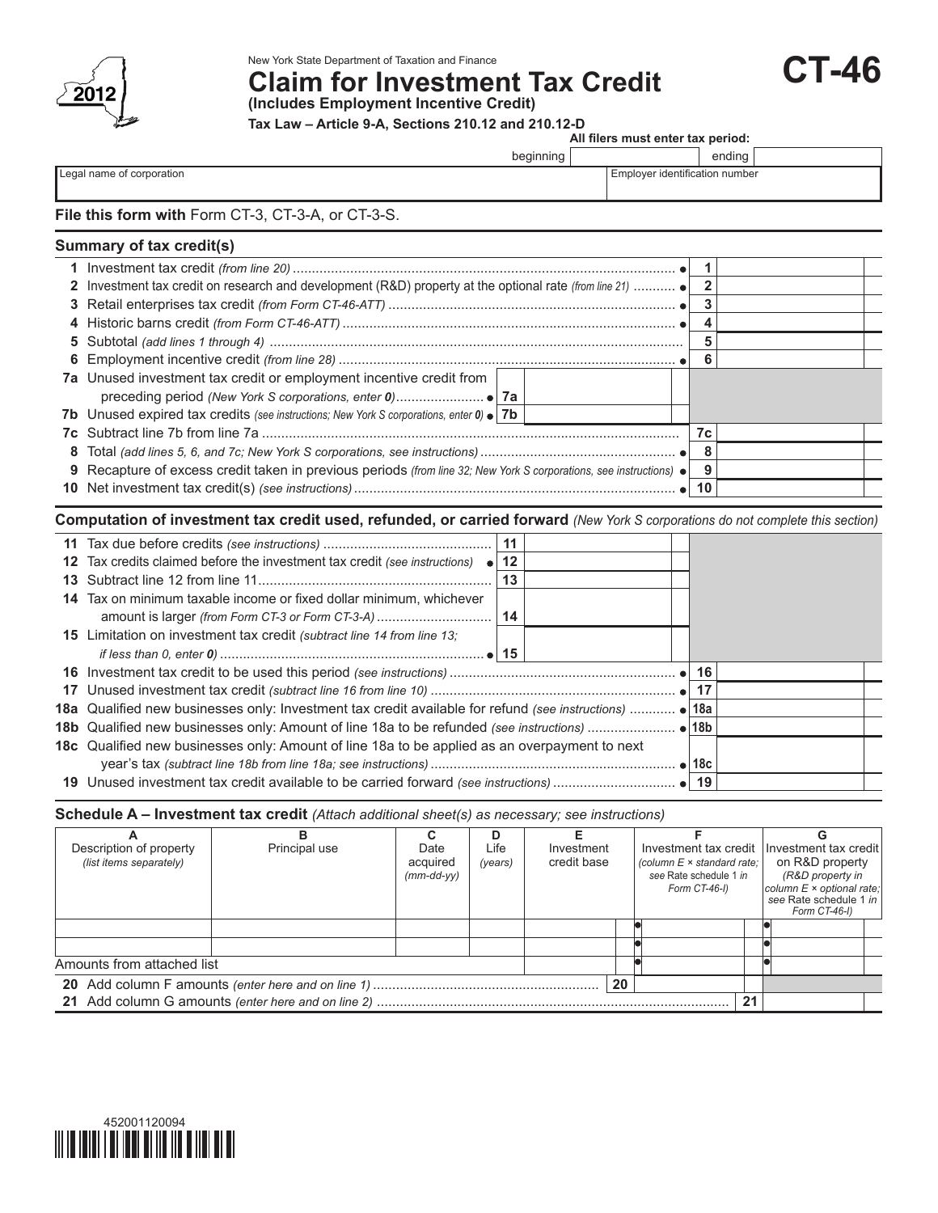2012

New York State Department of Taxation and Finance

# Claim for Investment Tax Credit

**(Includes Employment Incentive Credit)**

**Tax Law – Article 9-A, Sections 210.12 and 210.12-D**

# CT-46

**All filers must enter tax period:**

beginning ______ ending ______

Legal name of corporation | Employer identification number

**File this form with** Form CT-3, CT-3-A, or CT-3-S.

## Summary of tax credit(s)

| | | | |
|---|---|---|---|
| **1** | Investment tax credit *(from line 20)* | 1 | |
| **2** | Investment tax credit on research and development (R&D) property at the optional rate *(from line 21)* | 2 | |
| **3** | Retail enterprises tax credit *(from Form CT-46-ATT)* | 3 | |
| **4** | Historic barns credit *(from Form CT-46-ATT)* | 4 | |
| **5** | Subtotal *(add lines 1 through 4)* | 5 | |
| **6** | Employment incentive credit *(from line 28)* | 6 | |
| **7a** | Unused investment tax credit or employment incentive credit from preceding period *(New York S corporations, enter 0)* | 7a | |
| **7b** | Unused expired tax credits *(see instructions; New York S corporations, enter 0)* | 7b | |
| **7c** | Subtract line 7b from line 7a | 7c | |
| **8** | Total *(add lines 5, 6, and 7c; New York S corporations, see instructions)* | 8 | |
| **9** | Recapture of excess credit taken in previous periods *(from line 32; New York S corporations, see instructions)* | 9 | |
| **10** | Net investment tax credit(s) *(see instructions)* | 10 | |

## Computation of investment tax credit used, refunded, or carried forward *(New York S corporations do not complete this section)*

| | | | |
|---|---|---|---|
| **11** | Tax due before credits *(see instructions)* | 11 | |
| **12** | Tax credits claimed before the investment tax credit *(see instructions)* | 12 | |
| **13** | Subtract line 12 from line 11 | 13 | |
| **14** | Tax on minimum taxable income or fixed dollar minimum, whichever amount is larger *(from Form CT-3 or Form CT-3-A)* | 14 | |
| **15** | Limitation on investment tax credit *(subtract line 14 from line 13; if less than 0, enter 0)* | 15 | |
| **16** | Investment tax credit to be used this period *(see instructions)* | 16 | |
| **17** | Unused investment tax credit *(subtract line 16 from line 10)* | 17 | |
| **18a** | Qualified new businesses only: Investment tax credit available for refund *(see instructions)* | 18a | |
| **18b** | Qualified new businesses only: Amount of line 18a to be refunded *(see instructions)* | 18b | |
| **18c** | Qualified new businesses only: Amount of line 18a to be applied as an overpayment to next year's tax *(subtract line 18b from line 18a; see instructions)* | 18c | |
| **19** | Unused investment tax credit available to be carried forward *(see instructions)* | 19 | |

## Schedule A – Investment tax credit *(Attach additional sheet(s) as necessary; see instructions)*

| A<br>Description of property *(list items separately)* | B<br>Principal use | C<br>Date acquired *(mm-dd-yy)* | D<br>Life *(years)* | E<br>Investment credit base | F<br>Investment tax credit *(column E × standard rate; see Rate schedule 1 in Form CT-46-I)* | G<br>Investment tax credit on R&D property *(R&D property in column E × optional rate; see Rate schedule 1 in Form CT-46-I)* |
|---|---|---|---|---|---|---|
| | | | | | | |
| | | | | | | |
| Amounts from attached list | | | | | | |
| **20** Add column F amounts *(enter here and on line 1)* | | | | 20 | | |
| **21** Add column G amounts *(enter here and on line 2)* | | | | | 21 | |

452001120094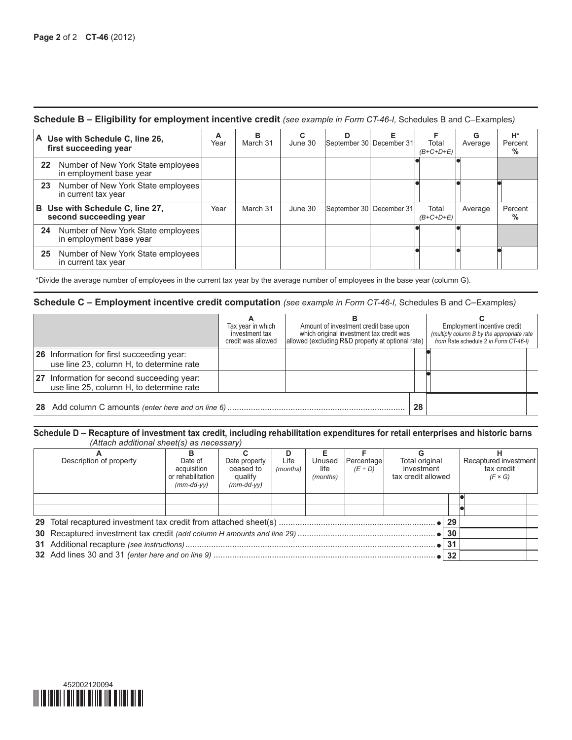## Schedule B – Eligibility for employment incentive credit *(see example in Form CT-46-I,* Schedules B and C–Examples*)*

| A Use with Schedule C, line 26, first succeeding year | A Year | B March 31 | C June 30 | D September 30 | E December 31 | F Total *(B+C+D+E)* | G Average | H* Percent % |
|---|---|---|---|---|---|---|---|---|
| 22 Number of New York State employees in employment base year | | | | | | | | |
| 23 Number of New York State employees in current tax year | | | | | | | | |
| **B Use with Schedule C, line 27, second succeeding year** | Year | March 31 | June 30 | September 30 | December 31 | Total *(B+C+D+E)* | Average | Percent % |
| 24 Number of New York State employees in employment base year | | | | | | | | |
| 25 Number of New York State employees in current tax year | | | | | | | | |

*Divide the average number of employees in the current tax year by the average number of employees in the base year (column G).

## Schedule C – Employment incentive credit computation *(see example in Form CT-46-I,* Schedules B and C–Examples*)*

| | A Tax year in which investment tax credit was allowed | B Amount of investment credit base upon which original investment tax credit was allowed (excluding R&D property at optional rate) | C Employment incentive credit *(multiply column B by the appropriate rate from Rate schedule 2 in Form CT-46-I)* |
|---|---|---|---|
| **26** Information for first succeeding year: use line 23, column H, to determine rate | | | |
| **27** Information for second succeeding year: use line 25, column H, to determine rate | | | |
| **28** Add column C amounts *(enter here and on line 6)* | | 28 | |

## Schedule D – Recapture of investment tax credit, including rehabilitation expenditures for retail enterprises and historic barns *(Attach additional sheet(s) as necessary)*

| A Description of property | B Date of acquisition or rehabilitation *(mm-dd-yy)* | C Date property ceased to qualify *(mm-dd-yy)* | D Life *(months)* | E Unused life *(months)* | F Percentage *(E ÷ D)* | G Total original investment tax credit allowed | H Recaptured investment tax credit *(F × G)* |
|---|---|---|---|---|---|---|---|
| | | | | | | | |
| | | | | | | | |

| | | |
|---|---|---|
| **29** Total recaptured investment tax credit from attached sheet(s) | 29 | |
| **30** Recaptured investment tax credit *(add column H amounts and line 29)* | 30 | |
| **31** Additional recapture *(see instructions)* | 31 | |
| **32** Add lines 30 and 31 *(enter here and on line 9)* | 32 | |

452002120094